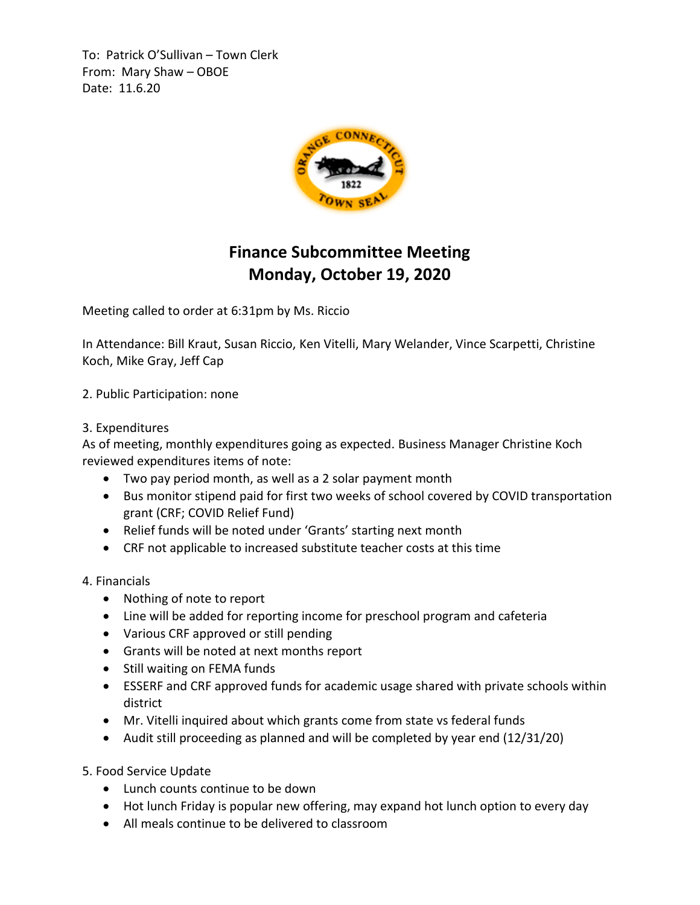To: Patrick O'Sullivan – Town Clerk
From: Mary Shaw – OBOE
Date: 11.6.20

# Finance Subcommittee Meeting
# Monday, October 19, 2020

Meeting called to order at 6:31pm by Ms. Riccio

In Attendance: Bill Kraut, Susan Riccio, Ken Vitelli, Mary Welander, Vince Scarpetti, Christine Koch, Mike Gray, Jeff Cap

2. Public Participation: none

3. Expenditures
As of meeting, monthly expenditures going as expected. Business Manager Christine Koch reviewed expenditures items of note:

- Two pay period month, as well as a 2 solar payment month
- Bus monitor stipend paid for first two weeks of school covered by COVID transportation grant (CRF; COVID Relief Fund)
- Relief funds will be noted under 'Grants' starting next month
- CRF not applicable to increased substitute teacher costs at this time

4. Financials

- Nothing of note to report
- Line will be added for reporting income for preschool program and cafeteria
- Various CRF approved or still pending
- Grants will be noted at next months report
- Still waiting on FEMA funds
- ESSERF and CRF approved funds for academic usage shared with private schools within district
- Mr. Vitelli inquired about which grants come from state vs federal funds
- Audit still proceeding as planned and will be completed by year end (12/31/20)

5. Food Service Update

- Lunch counts continue to be down
- Hot lunch Friday is popular new offering, may expand hot lunch option to every day
- All meals continue to be delivered to classroom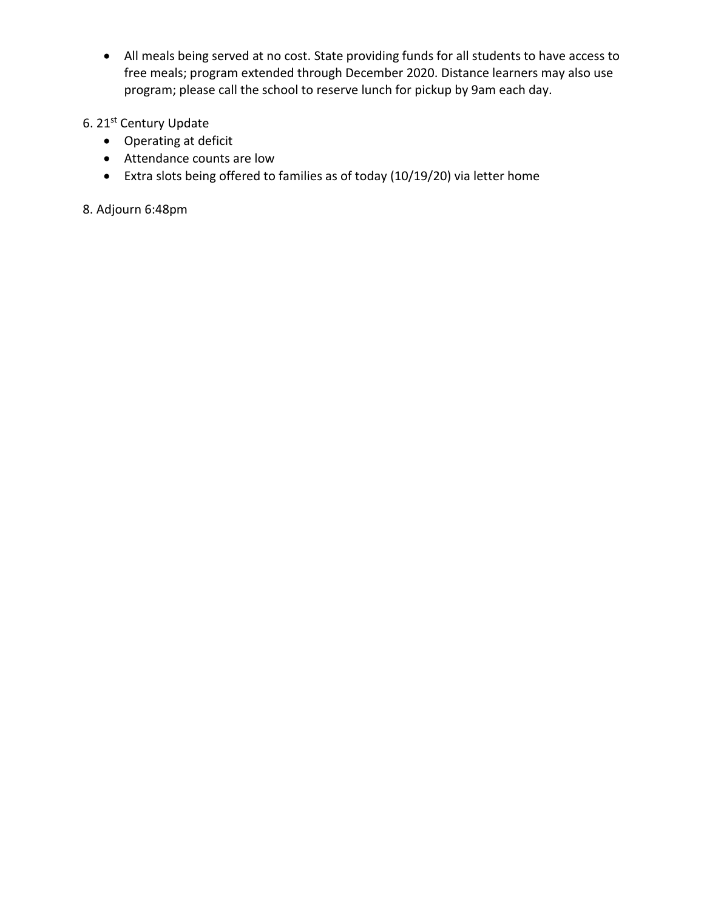- All meals being served at no cost. State providing funds for all students to have access to free meals; program extended through December 2020. Distance learners may also use program; please call the school to reserve lunch for pickup by 9am each day.

6. 21st Century Update
   - Operating at deficit
   - Attendance counts are low
   - Extra slots being offered to families as of today (10/19/20) via letter home

8. Adjourn 6:48pm